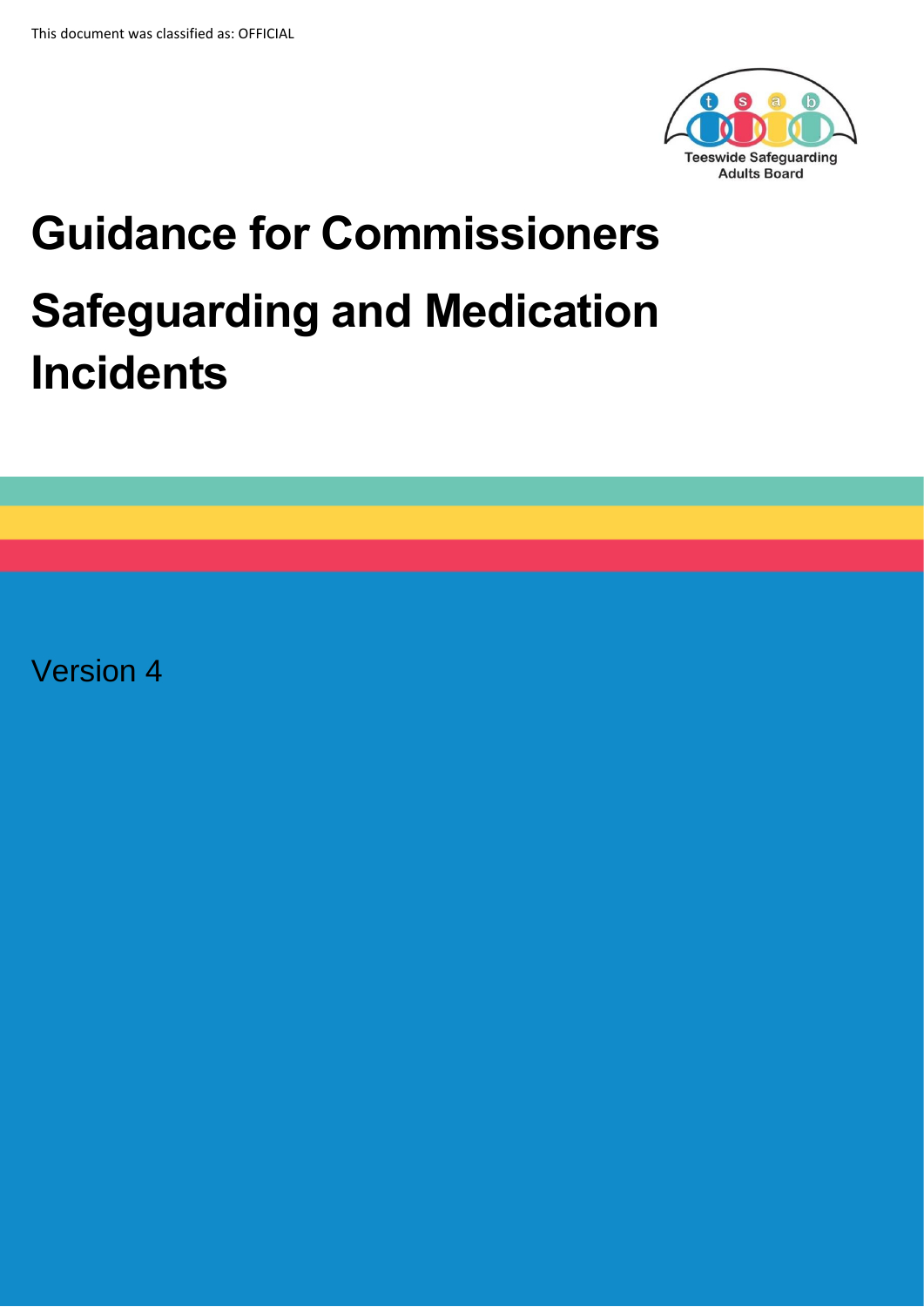This document was classified as: OFFICIAL

Teeswide Safeguarding Adults Board

# Guidance for Commissioners

# Safeguarding and Medication Incidents

Version 4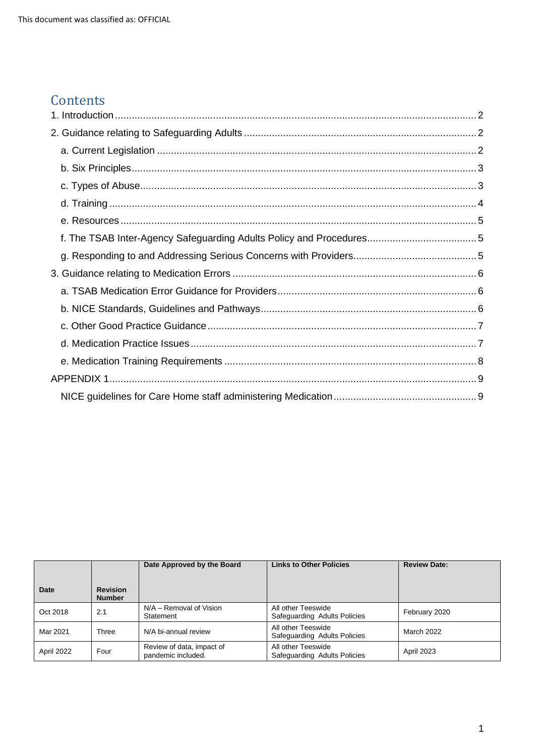# Contents

1. Introduction ........ 2
2. Guidance relating to Safeguarding Adults ........ 2
   - a. Current Legislation ........ 2
   - b. Six Principles ........ 3
   - c. Types of Abuse ........ 3
   - d. Training ........ 4
   - e. Resources ........ 5
   - f. The TSAB Inter-Agency Safeguarding Adults Policy and Procedures ........ 5
   - g. Responding to and Addressing Serious Concerns with Providers ........ 5
3. Guidance relating to Medication Errors ........ 6
   - a. TSAB Medication Error Guidance for Providers ........ 6
   - b. NICE Standards, Guidelines and Pathways ........ 6
   - c. Other Good Practice Guidance ........ 7
   - d. Medication Practice Issues ........ 7
   - e. Medication Training Requirements ........ 8

APPENDIX 1 ........ 9
   - NICE guidelines for Care Home staff administering Medication ........ 9

| Date | Revision Number | Date Approved by the Board | Links to Other Policies | Review Date: |
|---|---|---|---|---|
| Oct 2018 | 2.1 | N/A – Removal of Vision Statement | All other Teeswide Safeguarding Adults Policies | February 2020 |
| Mar 2021 | Three | N/A bi-annual review | All other Teeswide Safeguarding Adults Policies | March 2022 |
| April 2022 | Four | Review of data, impact of pandemic included. | All other Teeswide Safeguarding Adults Policies | April 2023 |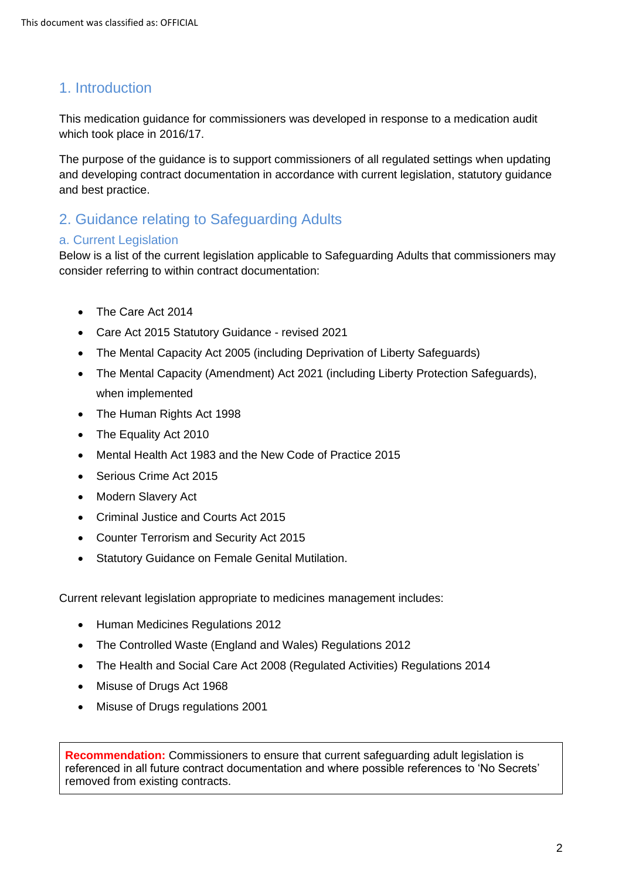## 1. Introduction

This medication guidance for commissioners was developed in response to a medication audit which took place in 2016/17.

The purpose of the guidance is to support commissioners of all regulated settings when updating and developing contract documentation in accordance with current legislation, statutory guidance and best practice.

## 2. Guidance relating to Safeguarding Adults

### a. Current Legislation

Below is a list of the current legislation applicable to Safeguarding Adults that commissioners may consider referring to within contract documentation:

- The Care Act 2014
- Care Act 2015 Statutory Guidance - revised 2021
- The Mental Capacity Act 2005 (including Deprivation of Liberty Safeguards)
- The Mental Capacity (Amendment) Act 2021 (including Liberty Protection Safeguards), when implemented
- The Human Rights Act 1998
- The Equality Act 2010
- Mental Health Act 1983 and the New Code of Practice 2015
- Serious Crime Act 2015
- Modern Slavery Act
- Criminal Justice and Courts Act 2015
- Counter Terrorism and Security Act 2015
- Statutory Guidance on Female Genital Mutilation.

Current relevant legislation appropriate to medicines management includes:

- Human Medicines Regulations 2012
- The Controlled Waste (England and Wales) Regulations 2012
- The Health and Social Care Act 2008 (Regulated Activities) Regulations 2014
- Misuse of Drugs Act 1968
- Misuse of Drugs regulations 2001

**Recommendation:** Commissioners to ensure that current safeguarding adult legislation is referenced in all future contract documentation and where possible references to 'No Secrets' removed from existing contracts.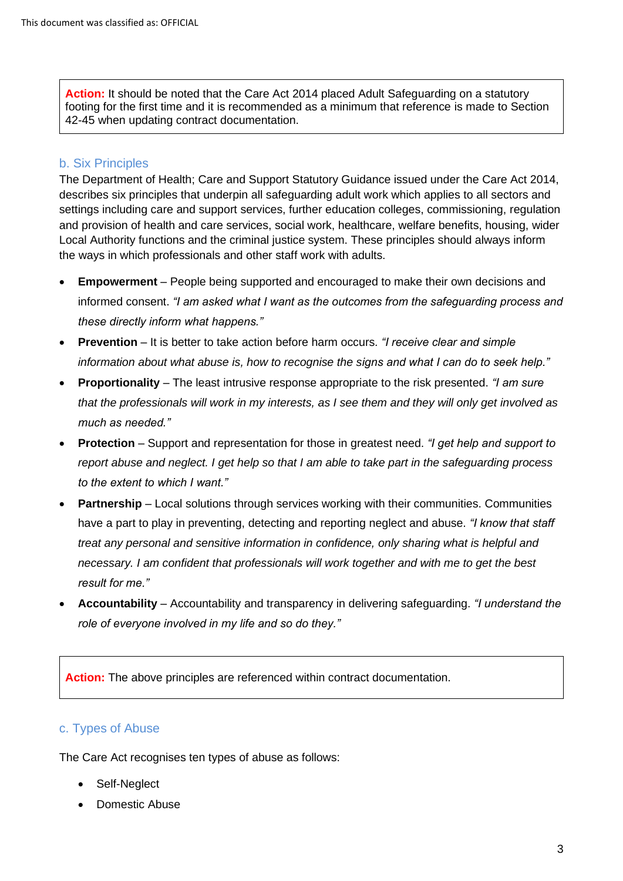**Action:** It should be noted that the Care Act 2014 placed Adult Safeguarding on a statutory footing for the first time and it is recommended as a minimum that reference is made to Section 42-45 when updating contract documentation.

### b. Six Principles

The Department of Health; Care and Support Statutory Guidance issued under the Care Act 2014, describes six principles that underpin all safeguarding adult work which applies to all sectors and settings including care and support services, further education colleges, commissioning, regulation and provision of health and care services, social work, healthcare, welfare benefits, housing, wider Local Authority functions and the criminal justice system. These principles should always inform the ways in which professionals and other staff work with adults.

- **Empowerment** – People being supported and encouraged to make their own decisions and informed consent. *"I am asked what I want as the outcomes from the safeguarding process and these directly inform what happens."*
- **Prevention** – It is better to take action before harm occurs. *"I receive clear and simple information about what abuse is, how to recognise the signs and what I can do to seek help."*
- **Proportionality** – The least intrusive response appropriate to the risk presented. *"I am sure that the professionals will work in my interests, as I see them and they will only get involved as much as needed."*
- **Protection** – Support and representation for those in greatest need. *"I get help and support to report abuse and neglect. I get help so that I am able to take part in the safeguarding process to the extent to which I want."*
- **Partnership** – Local solutions through services working with their communities. Communities have a part to play in preventing, detecting and reporting neglect and abuse. *"I know that staff treat any personal and sensitive information in confidence, only sharing what is helpful and necessary. I am confident that professionals will work together and with me to get the best result for me."*
- **Accountability** – Accountability and transparency in delivering safeguarding. *"I understand the role of everyone involved in my life and so do they."*

**Action:** The above principles are referenced within contract documentation.

### c. Types of Abuse

The Care Act recognises ten types of abuse as follows:

- Self-Neglect
- Domestic Abuse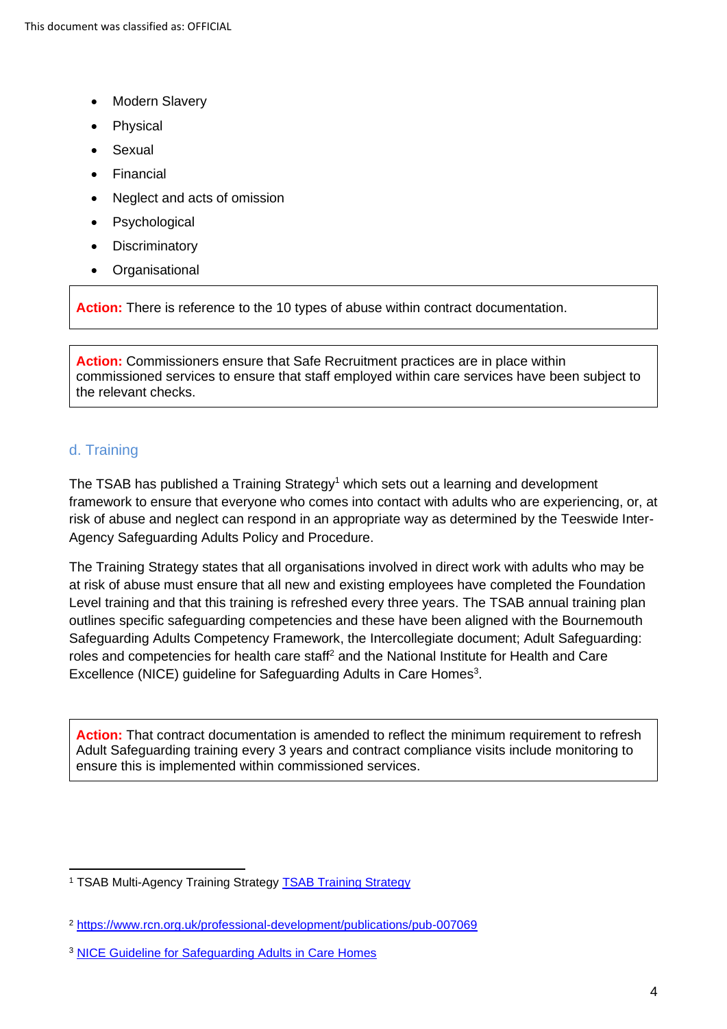- Modern Slavery
- Physical
- Sexual
- Financial
- Neglect and acts of omission
- Psychological
- Discriminatory
- Organisational

> **Action:** There is reference to the 10 types of abuse within contract documentation.

> **Action:** Commissioners ensure that Safe Recruitment practices are in place within commissioned services to ensure that staff employed within care services have been subject to the relevant checks.

### d. Training

The TSAB has published a Training Strategy[1] which sets out a learning and development framework to ensure that everyone who comes into contact with adults who are experiencing, or, at risk of abuse and neglect can respond in an appropriate way as determined by the Teeswide Inter-Agency Safeguarding Adults Policy and Procedure.

The Training Strategy states that all organisations involved in direct work with adults who may be at risk of abuse must ensure that all new and existing employees have completed the Foundation Level training and that this training is refreshed every three years. The TSAB annual training plan outlines specific safeguarding competencies and these have been aligned with the Bournemouth Safeguarding Adults Competency Framework, the Intercollegiate document; Adult Safeguarding: roles and competencies for health care staff[2] and the National Institute for Health and Care Excellence (NICE) guideline for Safeguarding Adults in Care Homes[3].

> **Action:** That contract documentation is amended to reflect the minimum requirement to refresh Adult Safeguarding training every 3 years and contract compliance visits include monitoring to ensure this is implemented within commissioned services.

---

[1] TSAB Multi-Agency Training Strategy [TSAB Training Strategy](TSAB Training Strategy)

[2] https://www.rcn.org.uk/professional-development/publications/pub-007069

[3] NICE Guideline for Safeguarding Adults in Care Homes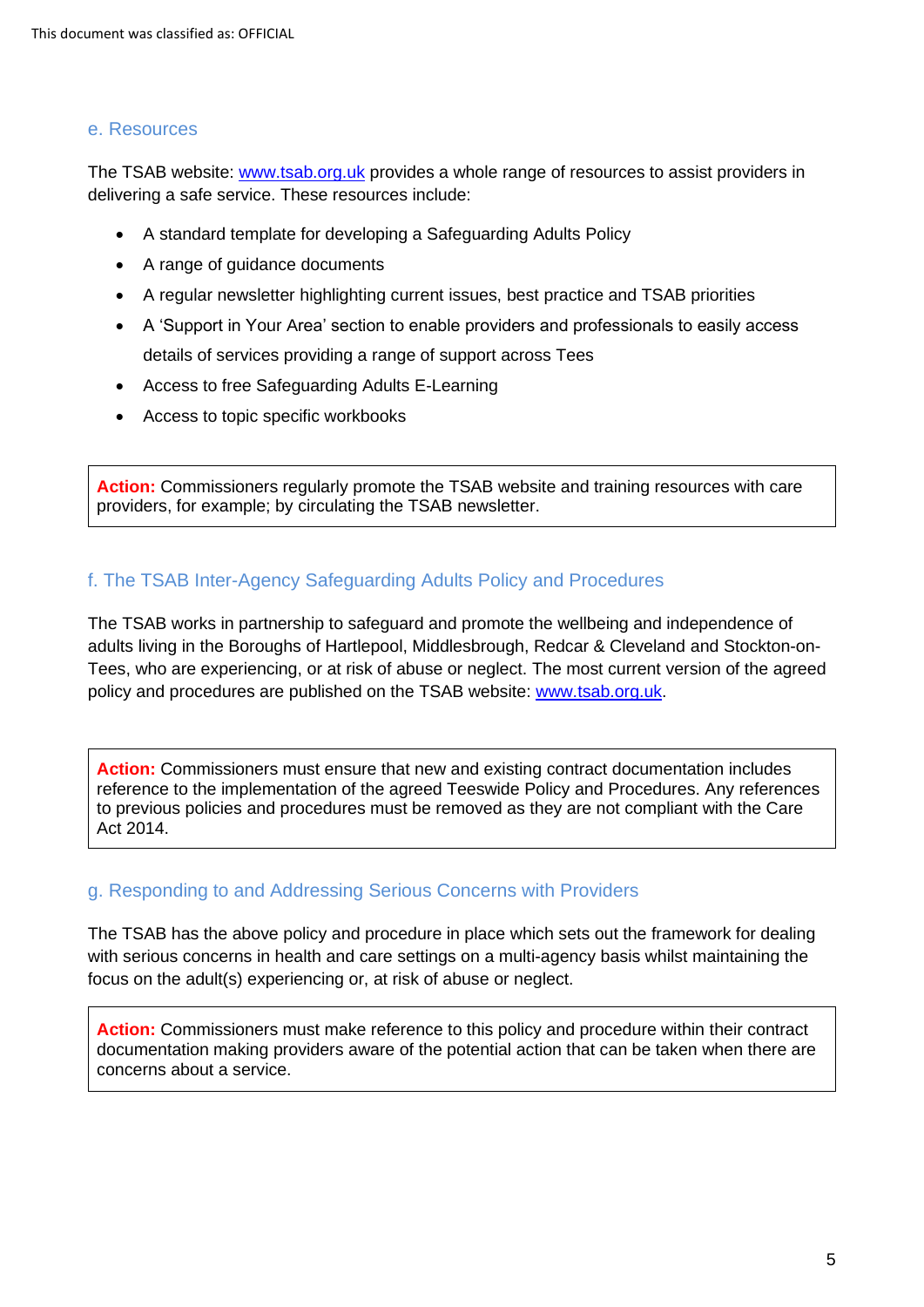### e. Resources

The TSAB website: [www.tsab.org.uk](http://www.tsab.org.uk) provides a whole range of resources to assist providers in delivering a safe service. These resources include:

- A standard template for developing a Safeguarding Adults Policy
- A range of guidance documents
- A regular newsletter highlighting current issues, best practice and TSAB priorities
- A 'Support in Your Area' section to enable providers and professionals to easily access details of services providing a range of support across Tees
- Access to free Safeguarding Adults E-Learning
- Access to topic specific workbooks

> **Action:** Commissioners regularly promote the TSAB website and training resources with care providers, for example; by circulating the TSAB newsletter.

### f. The TSAB Inter-Agency Safeguarding Adults Policy and Procedures

The TSAB works in partnership to safeguard and promote the wellbeing and independence of adults living in the Boroughs of Hartlepool, Middlesbrough, Redcar & Cleveland and Stockton-on-Tees, who are experiencing, or at risk of abuse or neglect. The most current version of the agreed policy and procedures are published on the TSAB website: [www.tsab.org.uk](http://www.tsab.org.uk).

> **Action:** Commissioners must ensure that new and existing contract documentation includes reference to the implementation of the agreed Teeswide Policy and Procedures. Any references to previous policies and procedures must be removed as they are not compliant with the Care Act 2014.

### g. Responding to and Addressing Serious Concerns with Providers

The TSAB has the above policy and procedure in place which sets out the framework for dealing with serious concerns in health and care settings on a multi-agency basis whilst maintaining the focus on the adult(s) experiencing or, at risk of abuse or neglect.

> **Action:** Commissioners must make reference to this policy and procedure within their contract documentation making providers aware of the potential action that can be taken when there are concerns about a service.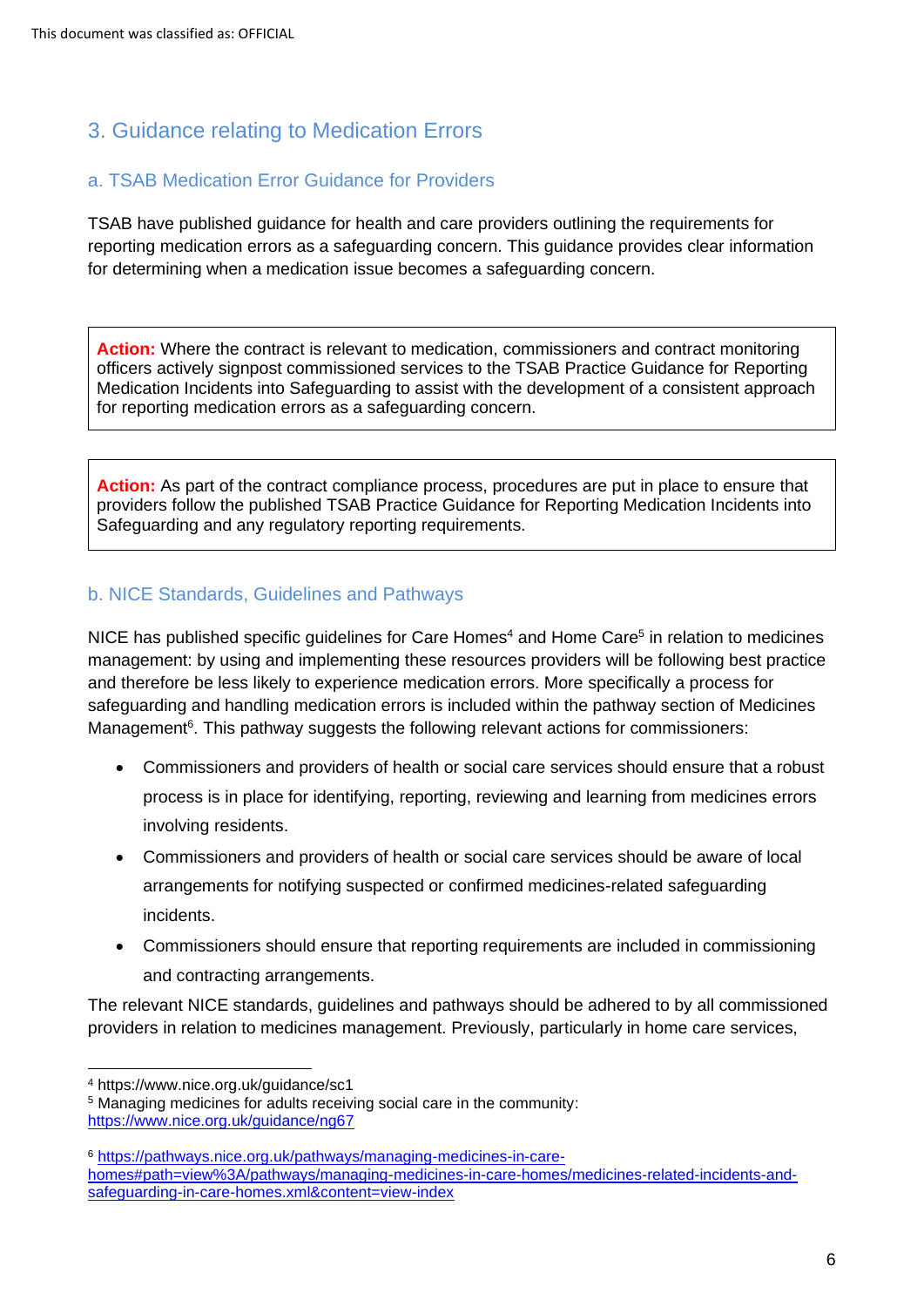## 3. Guidance relating to Medication Errors

### a. TSAB Medication Error Guidance for Providers

TSAB have published guidance for health and care providers outlining the requirements for reporting medication errors as a safeguarding concern. This guidance provides clear information for determining when a medication issue becomes a safeguarding concern.

> **Action:** Where the contract is relevant to medication, commissioners and contract monitoring officers actively signpost commissioned services to the TSAB Practice Guidance for Reporting Medication Incidents into Safeguarding to assist with the development of a consistent approach for reporting medication errors as a safeguarding concern.

> **Action:** As part of the contract compliance process, procedures are put in place to ensure that providers follow the published TSAB Practice Guidance for Reporting Medication Incidents into Safeguarding and any regulatory reporting requirements.

### b. NICE Standards, Guidelines and Pathways

NICE has published specific guidelines for Care Homes[4] and Home Care[5] in relation to medicines management: by using and implementing these resources providers will be following best practice and therefore be less likely to experience medication errors. More specifically a process for safeguarding and handling medication errors is included within the pathway section of Medicines Management[6]. This pathway suggests the following relevant actions for commissioners:

- Commissioners and providers of health or social care services should ensure that a robust process is in place for identifying, reporting, reviewing and learning from medicines errors involving residents.
- Commissioners and providers of health or social care services should be aware of local arrangements for notifying suspected or confirmed medicines-related safeguarding incidents.
- Commissioners should ensure that reporting requirements are included in commissioning and contracting arrangements.

The relevant NICE standards, guidelines and pathways should be adhered to by all commissioned providers in relation to medicines management. Previously, particularly in home care services,

---

[4] https://www.nice.org.uk/guidance/sc1

[5] Managing medicines for adults receiving social care in the community: https://www.nice.org.uk/guidance/ng67

[6] https://pathways.nice.org.uk/pathways/managing-medicines-in-care-homes#path=view%3A/pathways/managing-medicines-in-care-homes/medicines-related-incidents-and-safeguarding-in-care-homes.xml&content=view-index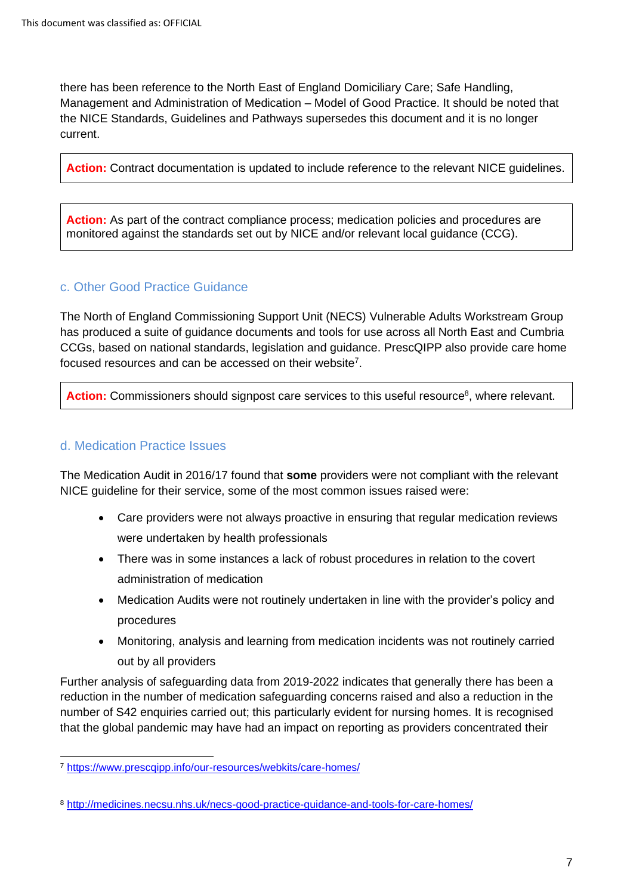there has been reference to the North East of England Domiciliary Care; Safe Handling, Management and Administration of Medication – Model of Good Practice. It should be noted that the NICE Standards, Guidelines and Pathways supersedes this document and it is no longer current.

**Action:** Contract documentation is updated to include reference to the relevant NICE guidelines.

**Action:** As part of the contract compliance process; medication policies and procedures are monitored against the standards set out by NICE and/or relevant local guidance (CCG).

### c. Other Good Practice Guidance

The North of England Commissioning Support Unit (NECS) Vulnerable Adults Workstream Group has produced a suite of guidance documents and tools for use across all North East and Cumbria CCGs, based on national standards, legislation and guidance. PrescQIPP also provide care home focused resources and can be accessed on their website[7].

**Action:** Commissioners should signpost care services to this useful resource[8], where relevant.

### d. Medication Practice Issues

The Medication Audit in 2016/17 found that **some** providers were not compliant with the relevant NICE guideline for their service, some of the most common issues raised were:

- Care providers were not always proactive in ensuring that regular medication reviews were undertaken by health professionals
- There was in some instances a lack of robust procedures in relation to the covert administration of medication
- Medication Audits were not routinely undertaken in line with the provider's policy and procedures
- Monitoring, analysis and learning from medication incidents was not routinely carried out by all providers

Further analysis of safeguarding data from 2019-2022 indicates that generally there has been a reduction in the number of medication safeguarding concerns raised and also a reduction in the number of S42 enquiries carried out; this particularly evident for nursing homes. It is recognised that the global pandemic may have had an impact on reporting as providers concentrated their

---

[7] https://www.prescqipp.info/our-resources/webkits/care-homes/

[8] http://medicines.necsu.nhs.uk/necs-good-practice-guidance-and-tools-for-care-homes/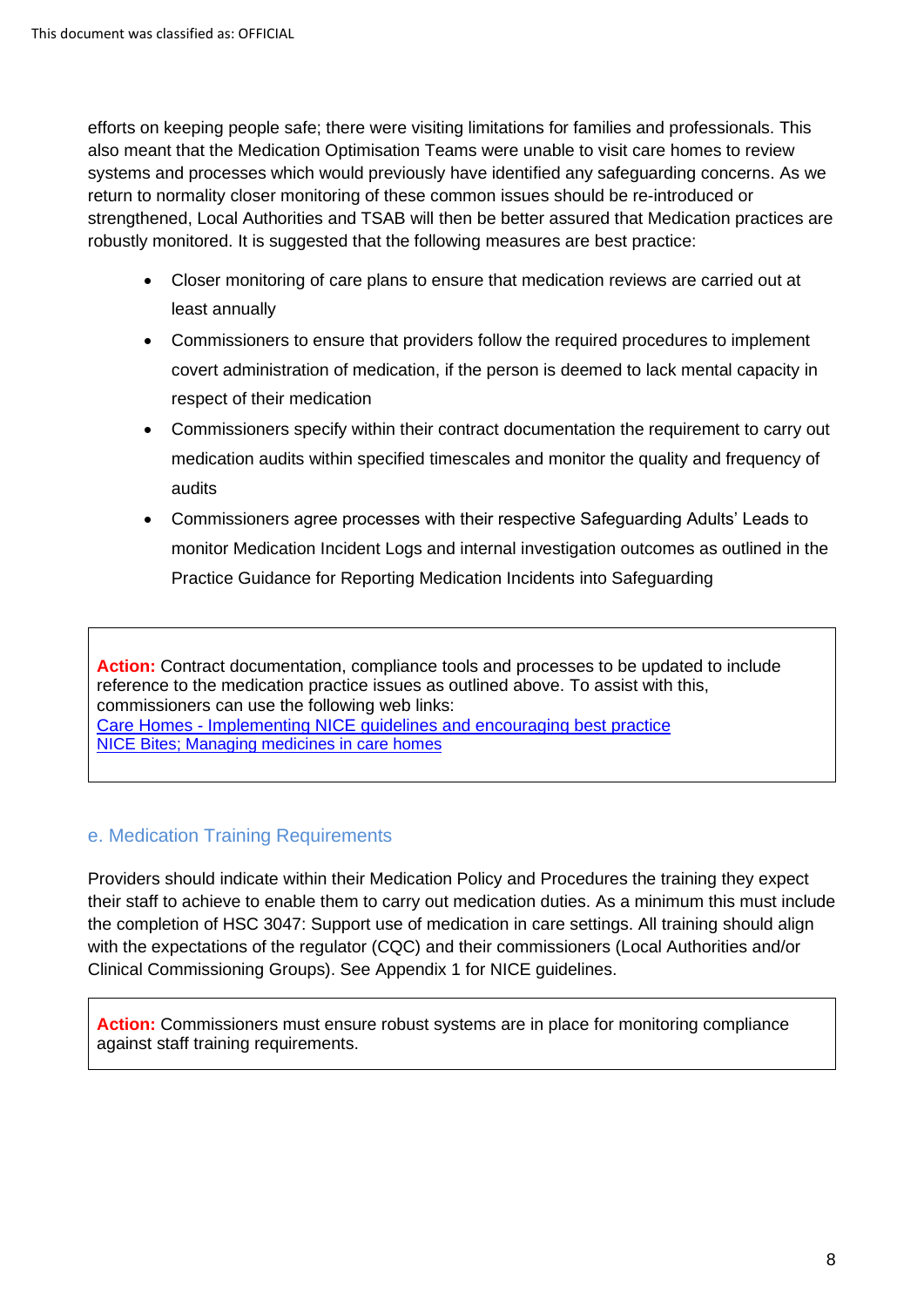efforts on keeping people safe; there were visiting limitations for families and professionals. This also meant that the Medication Optimisation Teams were unable to visit care homes to review systems and processes which would previously have identified any safeguarding concerns. As we return to normality closer monitoring of these common issues should be re-introduced or strengthened, Local Authorities and TSAB will then be better assured that Medication practices are robustly monitored. It is suggested that the following measures are best practice:

- Closer monitoring of care plans to ensure that medication reviews are carried out at least annually
- Commissioners to ensure that providers follow the required procedures to implement covert administration of medication, if the person is deemed to lack mental capacity in respect of their medication
- Commissioners specify within their contract documentation the requirement to carry out medication audits within specified timescales and monitor the quality and frequency of audits
- Commissioners agree processes with their respective Safeguarding Adults' Leads to monitor Medication Incident Logs and internal investigation outcomes as outlined in the Practice Guidance for Reporting Medication Incidents into Safeguarding

**Action:** Contract documentation, compliance tools and processes to be updated to include reference to the medication practice issues as outlined above. To assist with this, commissioners can use the following web links:
Care Homes - Implementing NICE guidelines and encouraging best practice
NICE Bites; Managing medicines in care homes

## e. Medication Training Requirements

Providers should indicate within their Medication Policy and Procedures the training they expect their staff to achieve to enable them to carry out medication duties. As a minimum this must include the completion of HSC 3047: Support use of medication in care settings. All training should align with the expectations of the regulator (CQC) and their commissioners (Local Authorities and/or Clinical Commissioning Groups). See Appendix 1 for NICE guidelines.

**Action:** Commissioners must ensure robust systems are in place for monitoring compliance against staff training requirements.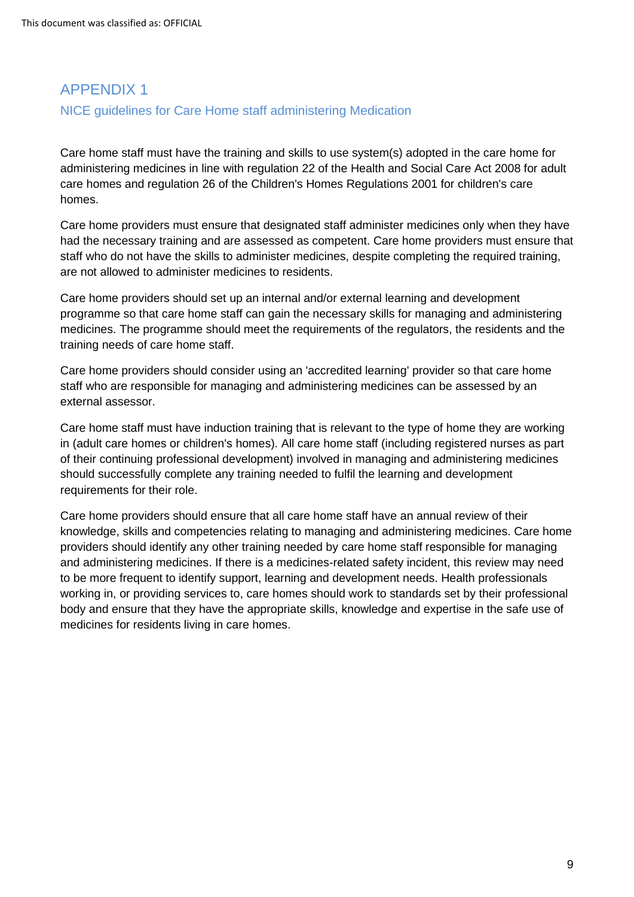## APPENDIX 1

### NICE guidelines for Care Home staff administering Medication

Care home staff must have the training and skills to use system(s) adopted in the care home for administering medicines in line with regulation 22 of the Health and Social Care Act 2008 for adult care homes and regulation 26 of the Children's Homes Regulations 2001 for children's care homes.

Care home providers must ensure that designated staff administer medicines only when they have had the necessary training and are assessed as competent. Care home providers must ensure that staff who do not have the skills to administer medicines, despite completing the required training, are not allowed to administer medicines to residents.

Care home providers should set up an internal and/or external learning and development programme so that care home staff can gain the necessary skills for managing and administering medicines. The programme should meet the requirements of the regulators, the residents and the training needs of care home staff.

Care home providers should consider using an 'accredited learning' provider so that care home staff who are responsible for managing and administering medicines can be assessed by an external assessor.

Care home staff must have induction training that is relevant to the type of home they are working in (adult care homes or children's homes). All care home staff (including registered nurses as part of their continuing professional development) involved in managing and administering medicines should successfully complete any training needed to fulfil the learning and development requirements for their role.

Care home providers should ensure that all care home staff have an annual review of their knowledge, skills and competencies relating to managing and administering medicines. Care home providers should identify any other training needed by care home staff responsible for managing and administering medicines. If there is a medicines-related safety incident, this review may need to be more frequent to identify support, learning and development needs. Health professionals working in, or providing services to, care homes should work to standards set by their professional body and ensure that they have the appropriate skills, knowledge and expertise in the safe use of medicines for residents living in care homes.